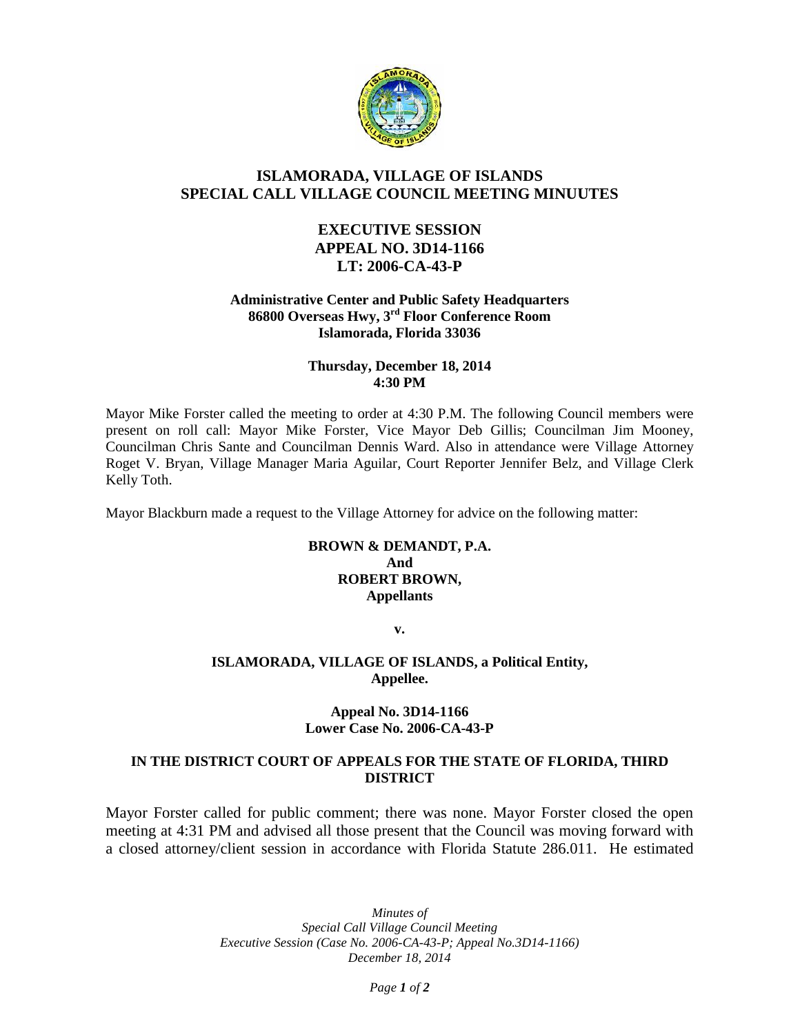# ISLAMORADA, VILLAGE OF ISLANDS
## SPECIAL CALL VILLAGE COUNCIL MEETING MINUUTES

### EXECUTIVE SESSION
### APPEAL NO. 3D14-1166
### LT: 2006-CA-43-P

**Administrative Center and Public Safety Headquarters**
**86800 Overseas Hwy, 3rd Floor Conference Room**
**Islamorada, Florida 33036**

**Thursday, December 18, 2014**
**4:30 PM**

Mayor Mike Forster called the meeting to order at 4:30 P.M. The following Council members were present on roll call: Mayor Mike Forster, Vice Mayor Deb Gillis; Councilman Jim Mooney, Councilman Chris Sante and Councilman Dennis Ward. Also in attendance were Village Attorney Roget V. Bryan, Village Manager Maria Aguilar, Court Reporter Jennifer Belz, and Village Clerk Kelly Toth.

Mayor Blackburn made a request to the Village Attorney for advice on the following matter:

**BROWN & DEMANDT, P.A.**
**And**
**ROBERT BROWN,**
**Appellants**

**v.**

**ISLAMORADA, VILLAGE OF ISLANDS, a Political Entity,**
**Appellee.**

**Appeal No. 3D14-1166**
**Lower Case No. 2006-CA-43-P**

**IN THE DISTRICT COURT OF APPEALS FOR THE STATE OF FLORIDA, THIRD DISTRICT**

Mayor Forster called for public comment; there was none. Mayor Forster closed the open meeting at 4:31 PM and advised all those present that the Council was moving forward with a closed attorney/client session in accordance with Florida Statute 286.011. He estimated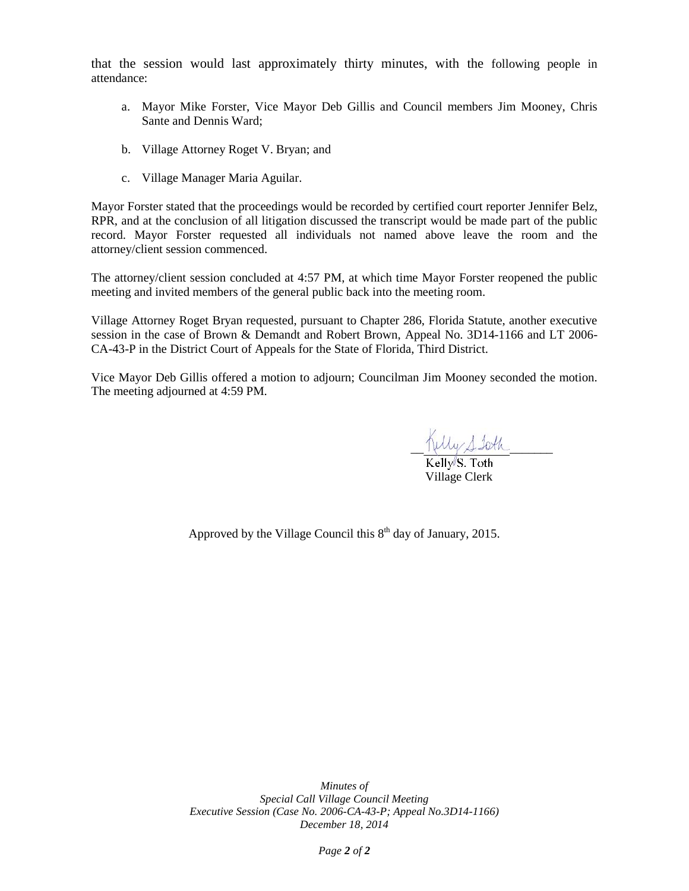that the session would last approximately thirty minutes, with the following people in attendance:

a. Mayor Mike Forster, Vice Mayor Deb Gillis and Council members Jim Mooney, Chris Sante and Dennis Ward;

b. Village Attorney Roget V. Bryan; and

c. Village Manager Maria Aguilar.

Mayor Forster stated that the proceedings would be recorded by certified court reporter Jennifer Belz, RPR, and at the conclusion of all litigation discussed the transcript would be made part of the public record. Mayor Forster requested all individuals not named above leave the room and the attorney/client session commenced.

The attorney/client session concluded at 4:57 PM, at which time Mayor Forster reopened the public meeting and invited members of the general public back into the meeting room.

Village Attorney Roget Bryan requested, pursuant to Chapter 286, Florida Statute, another executive session in the case of Brown & Demandt and Robert Brown, Appeal No. 3D14-1166 and LT 2006-CA-43-P in the District Court of Appeals for the State of Florida, Third District.

Vice Mayor Deb Gillis offered a motion to adjourn; Councilman Jim Mooney seconded the motion. The meeting adjourned at 4:59 PM.

Kelly S. Toth
Village Clerk

Approved by the Village Council this 8th day of January, 2015.

*Minutes of*
*Special Call Village Council Meeting*
*Executive Session (Case No. 2006-CA-43-P; Appeal No.3D14-1166)*
*December 18, 2014*